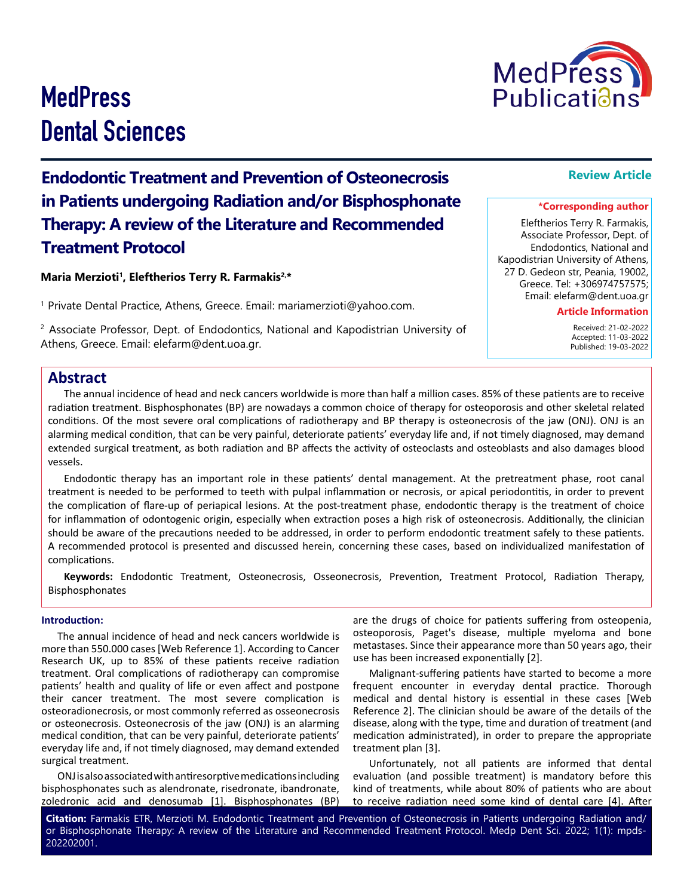# Endodontic Treatment and Prevention of Osteonecrosis in Patients undergoing Radiation and/or Bisphosphonate Therapy: A review of the Literature and Recommended Treatment Protocol

**Review Article**

**Maria Merzioti[1], Eleftherios Terry R. Farmakis[2,*]**

[1] Private Dental Practice, Athens, Greece. Email: mariamerzioti@yahoo.com.

[2] Associate Professor, Dept. of Endodontics, National and Kapodistrian University of Athens, Greece. Email: elefarm@dent.uoa.gr.

**\*Corresponding author**

Eleftherios Terry R. Farmakis, Associate Professor, Dept. of Endodontics, National and Kapodistrian University of Athens, 27 D. Gedeon str, Peania, 19002, Greece. Tel: +306974757575; Email: elefarm@dent.uoa.gr

**Article Information**

Received: 21-02-2022
Accepted: 11-03-2022
Published: 19-03-2022

## Abstract

The annual incidence of head and neck cancers worldwide is more than half a million cases. 85% of these patients are to receive radiation treatment. Bisphosphonates (BP) are nowadays a common choice of therapy for osteoporosis and other skeletal related conditions. Of the most severe oral complications of radiotherapy and BP therapy is osteonecrosis of the jaw (ONJ). ONJ is an alarming medical condition, that can be very painful, deteriorate patients' everyday life and, if not timely diagnosed, may demand extended surgical treatment, as both radiation and BP affects the activity of osteoclasts and osteoblasts and also damages blood vessels.

Endodontic therapy has an important role in these patients' dental management. At the pretreatment phase, root canal treatment is needed to be performed to teeth with pulpal inflammation or necrosis, or apical periodontitis, in order to prevent the complication of flare-up of periapical lesions. At the post-treatment phase, endodontic therapy is the treatment of choice for inflammation of odontogenic origin, especially when extraction poses a high risk of osteonecrosis. Additionally, the clinician should be aware of the precautions needed to be addressed, in order to perform endodontic treatment safely to these patients. A recommended protocol is presented and discussed herein, concerning these cases, based on individualized manifestation of complications.

**Keywords:** Endodontic Treatment, Osteonecrosis, Osseonecrosis, Prevention, Treatment Protocol, Radiation Therapy, Bisphosphonates

### Introduction:

The annual incidence of head and neck cancers worldwide is more than 550.000 cases [Web Reference 1]. According to Cancer Research UK, up to 85% of these patients receive radiation treatment. Oral complications of radiotherapy can compromise patients' health and quality of life or even affect and postpone their cancer treatment. The most severe complication is osteoradionecrosis, or most commonly referred as osseonecrosis or osteonecrosis. Osteonecrosis of the jaw (ONJ) is an alarming medical condition, that can be very painful, deteriorate patients' everyday life and, if not timely diagnosed, may demand extended surgical treatment.

ONJ is also associated with antiresorptive medications including bisphosphonates such as alendronate, risedronate, ibandronate, zoledronic acid and denosumab [1]. Bisphosphonates (BP) are the drugs of choice for patients suffering from osteopenia, osteoporosis, Paget's disease, multiple myeloma and bone metastases. Since their appearance more than 50 years ago, their use has been increased exponentially [2].

Malignant-suffering patients have started to become a more frequent encounter in everyday dental practice. Thorough medical and dental history is essential in these cases [Web Reference 2]. The clinician should be aware of the details of the disease, along with the type, time and duration of treatment (and medication administrated), in order to prepare the appropriate treatment plan [3].

Unfortunately, not all patients are informed that dental evaluation (and possible treatment) is mandatory before this kind of treatments, while about 80% of patients who are about to receive radiation need some kind of dental care [4]. After

**Citation:** Farmakis ETR, Merzioti M. Endodontic Treatment and Prevention of Osteonecrosis in Patients undergoing Radiation and/or Bisphosphonate Therapy: A review of the Literature and Recommended Treatment Protocol. Medp Dent Sci. 2022; 1(1): mpds-202202001.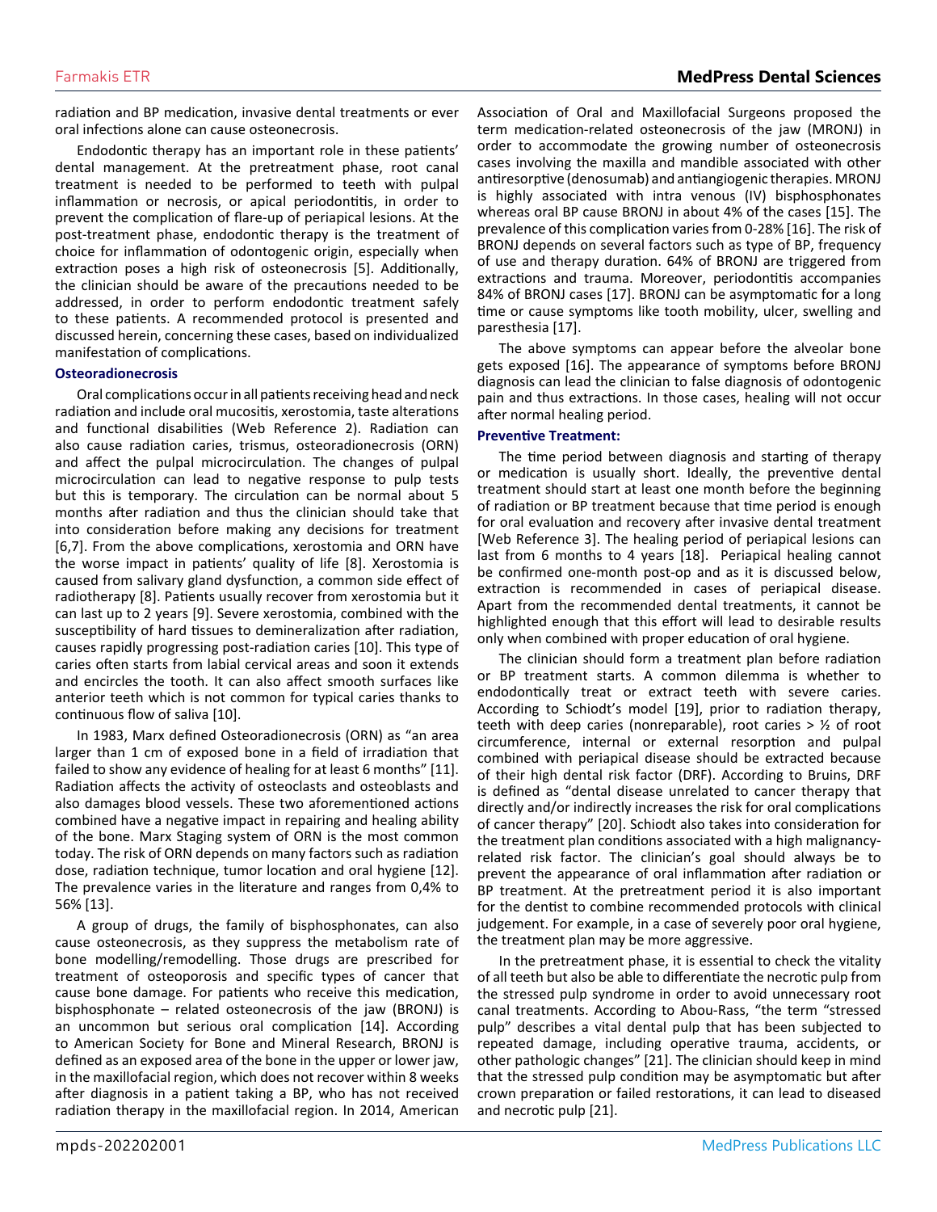radiation and BP medication, invasive dental treatments or ever oral infections alone can cause osteonecrosis.

Endodontic therapy has an important role in these patients' dental management. At the pretreatment phase, root canal treatment is needed to be performed to teeth with pulpal inflammation or necrosis, or apical periodontitis, in order to prevent the complication of flare-up of periapical lesions. At the post-treatment phase, endodontic therapy is the treatment of choice for inflammation of odontogenic origin, especially when extraction poses a high risk of osteonecrosis [5]. Additionally, the clinician should be aware of the precautions needed to be addressed, in order to perform endodontic treatment safely to these patients. A recommended protocol is presented and discussed herein, concerning these cases, based on individualized manifestation of complications.

### Osteoradionecrosis

Oral complications occur in all patients receiving head and neck radiation and include oral mucositis, xerostomia, taste alterations and functional disabilities (Web Reference 2). Radiation can also cause radiation caries, trismus, osteoradionecrosis (ORN) and affect the pulpal microcirculation. The changes of pulpal microcirculation can lead to negative response to pulp tests but this is temporary. The circulation can be normal about 5 months after radiation and thus the clinician should take that into consideration before making any decisions for treatment [6,7]. From the above complications, xerostomia and ORN have the worse impact in patients' quality of life [8]. Xerostomia is caused from salivary gland dysfunction, a common side effect of radiotherapy [8]. Patients usually recover from xerostomia but it can last up to 2 years [9]. Severe xerostomia, combined with the susceptibility of hard tissues to demineralization after radiation, causes rapidly progressing post-radiation caries [10]. This type of caries often starts from labial cervical areas and soon it extends and encircles the tooth. It can also affect smooth surfaces like anterior teeth which is not common for typical caries thanks to continuous flow of saliva [10].

In 1983, Marx defined Osteoradionecrosis (ORN) as "an area larger than 1 cm of exposed bone in a field of irradiation that failed to show any evidence of healing for at least 6 months" [11]. Radiation affects the activity of osteoclasts and osteoblasts and also damages blood vessels. These two aforementioned actions combined have a negative impact in repairing and healing ability of the bone. Marx Staging system of ORN is the most common today. The risk of ORN depends on many factors such as radiation dose, radiation technique, tumor location and oral hygiene [12]. The prevalence varies in the literature and ranges from 0,4% to 56% [13].

A group of drugs, the family of bisphosphonates, can also cause osteonecrosis, as they suppress the metabolism rate of bone modelling/remodelling. Those drugs are prescribed for treatment of osteoporosis and specific types of cancer that cause bone damage. For patients who receive this medication, bisphosphonate – related osteonecrosis of the jaw (BRONJ) is an uncommon but serious oral complication [14]. According to American Society for Bone and Mineral Research, BRONJ is defined as an exposed area of the bone in the upper or lower jaw, in the maxillofacial region, which does not recover within 8 weeks after diagnosis in a patient taking a BP, who has not received radiation therapy in the maxillofacial region. In 2014, American Association of Oral and Maxillofacial Surgeons proposed the term medication-related osteonecrosis of the jaw (MRONJ) in order to accommodate the growing number of osteonecrosis cases involving the maxilla and mandible associated with other antiresorptive (denosumab) and antiangiogenic therapies. MRONJ is highly associated with intra venous (IV) bisphosphonates whereas oral BP cause BRONJ in about 4% of the cases [15]. The prevalence of this complication varies from 0-28% [16]. The risk of BRONJ depends on several factors such as type of BP, frequency of use and therapy duration. 64% of BRONJ are triggered from extractions and trauma. Moreover, periodontitis accompanies 84% of BRONJ cases [17]. BRONJ can be asymptomatic for a long time or cause symptoms like tooth mobility, ulcer, swelling and paresthesia [17].

The above symptoms can appear before the alveolar bone gets exposed [16]. The appearance of symptoms before BRONJ diagnosis can lead the clinician to false diagnosis of odontogenic pain and thus extractions. In those cases, healing will not occur after normal healing period.

### Preventive Treatment:

The time period between diagnosis and starting of therapy or medication is usually short. Ideally, the preventive dental treatment should start at least one month before the beginning of radiation or BP treatment because that time period is enough for oral evaluation and recovery after invasive dental treatment [Web Reference 3]. The healing period of periapical lesions can last from 6 months to 4 years [18]. Periapical healing cannot be confirmed one-month post-op and as it is discussed below, extraction is recommended in cases of periapical disease. Apart from the recommended dental treatments, it cannot be highlighted enough that this effort will lead to desirable results only when combined with proper education of oral hygiene.

The clinician should form a treatment plan before radiation or BP treatment starts. A common dilemma is whether to endodontically treat or extract teeth with severe caries. According to Schiodt's model [19], prior to radiation therapy, teeth with deep caries (nonreparable), root caries > ½ of root circumference, internal or external resorption and pulpal combined with periapical disease should be extracted because of their high dental risk factor (DRF). According to Bruins, DRF is defined as "dental disease unrelated to cancer therapy that directly and/or indirectly increases the risk for oral complications of cancer therapy" [20]. Schiodt also takes into consideration for the treatment plan conditions associated with a high malignancy-related risk factor. The clinician's goal should always be to prevent the appearance of oral inflammation after radiation or BP treatment. At the pretreatment period it is also important for the dentist to combine recommended protocols with clinical judgement. For example, in a case of severely poor oral hygiene, the treatment plan may be more aggressive.

In the pretreatment phase, it is essential to check the vitality of all teeth but also be able to differentiate the necrotic pulp from the stressed pulp syndrome in order to avoid unnecessary root canal treatments. According to Abou-Rass, "the term "stressed pulp" describes a vital dental pulp that has been subjected to repeated damage, including operative trauma, accidents, or other pathologic changes" [21]. The clinician should keep in mind that the stressed pulp condition may be asymptomatic but after crown preparation or failed restorations, it can lead to diseased and necrotic pulp [21].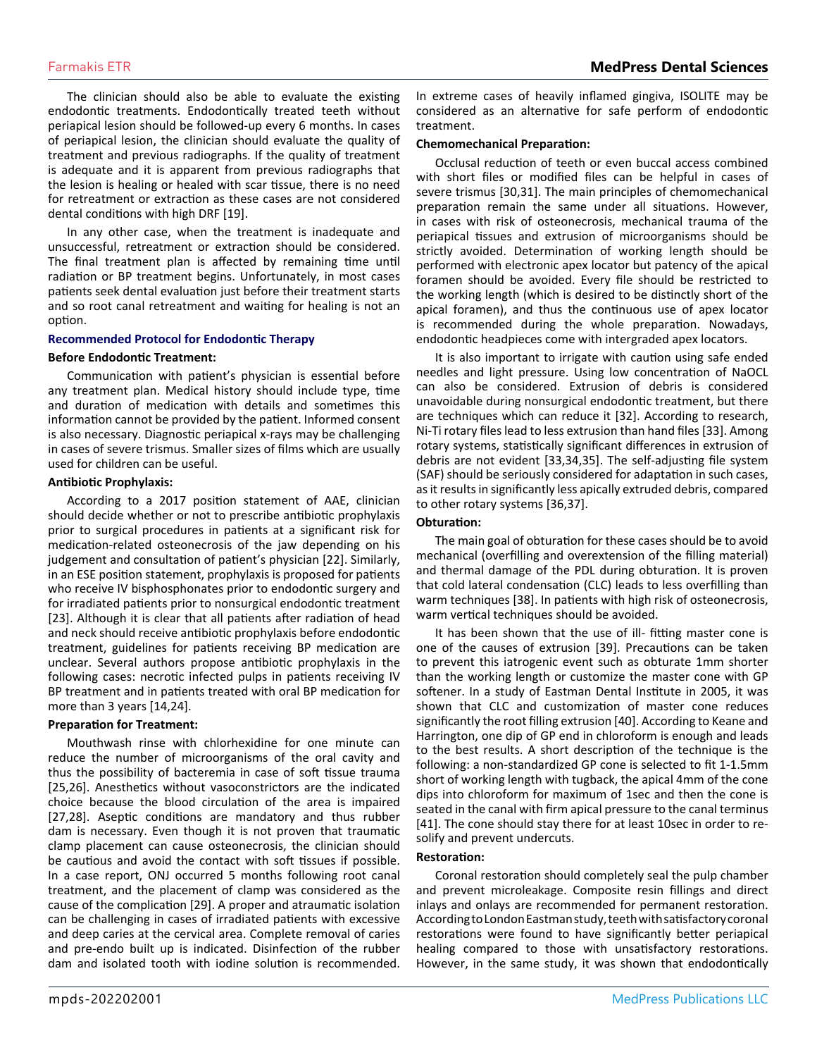The clinician should also be able to evaluate the existing endodontic treatments. Endodontically treated teeth without periapical lesion should be followed-up every 6 months. In cases of periapical lesion, the clinician should evaluate the quality of treatment and previous radiographs. If the quality of treatment is adequate and it is apparent from previous radiographs that the lesion is healing or healed with scar tissue, there is no need for retreatment or extraction as these cases are not considered dental conditions with high DRF [19].

In any other case, when the treatment is inadequate and unsuccessful, retreatment or extraction should be considered. The final treatment plan is affected by remaining time until radiation or BP treatment begins. Unfortunately, in most cases patients seek dental evaluation just before their treatment starts and so root canal retreatment and waiting for healing is not an option.

## Recommended Protocol for Endodontic Therapy

### Before Endodontic Treatment:

Communication with patient's physician is essential before any treatment plan. Medical history should include type, time and duration of medication with details and sometimes this information cannot be provided by the patient. Informed consent is also necessary. Diagnostic periapical x-rays may be challenging in cases of severe trismus. Smaller sizes of films which are usually used for children can be useful.

### Antibiotic Prophylaxis:

According to a 2017 position statement of AAE, clinician should decide whether or not to prescribe antibiotic prophylaxis prior to surgical procedures in patients at a significant risk for medication-related osteonecrosis of the jaw depending on his judgement and consultation of patient's physician [22]. Similarly, in an ESE position statement, prophylaxis is proposed for patients who receive IV bisphosphonates prior to endodontic surgery and for irradiated patients prior to nonsurgical endodontic treatment [23]. Although it is clear that all patients after radiation of head and neck should receive antibiotic prophylaxis before endodontic treatment, guidelines for patients receiving BP medication are unclear. Several authors propose antibiotic prophylaxis in the following cases: necrotic infected pulps in patients receiving IV BP treatment and in patients treated with oral BP medication for more than 3 years [14,24].

### Preparation for Treatment:

Mouthwash rinse with chlorhexidine for one minute can reduce the number of microorganisms of the oral cavity and thus the possibility of bacteremia in case of soft tissue trauma [25,26]. Anesthetics without vasoconstrictors are the indicated choice because the blood circulation of the area is impaired [27,28]. Aseptic conditions are mandatory and thus rubber dam is necessary. Even though it is not proven that traumatic clamp placement can cause osteonecrosis, the clinician should be cautious and avoid the contact with soft tissues if possible. In a case report, ONJ occurred 5 months following root canal treatment, and the placement of clamp was considered as the cause of the complication [29]. A proper and atraumatic isolation can be challenging in cases of irradiated patients with excessive and deep caries at the cervical area. Complete removal of caries and pre-endo built up is indicated. Disinfection of the rubber dam and isolated tooth with iodine solution is recommended. In extreme cases of heavily inflamed gingiva, ISOLITE may be considered as an alternative for safe perform of endodontic treatment.

### Chemomechanical Preparation:

Occlusal reduction of teeth or even buccal access combined with short files or modified files can be helpful in cases of severe trismus [30,31]. The main principles of chemomechanical preparation remain the same under all situations. However, in cases with risk of osteonecrosis, mechanical trauma of the periapical tissues and extrusion of microorganisms should be strictly avoided. Determination of working length should be performed with electronic apex locator but patency of the apical foramen should be avoided. Every file should be restricted to the working length (which is desired to be distinctly short of the apical foramen), and thus the continuous use of apex locator is recommended during the whole preparation. Nowadays, endodontic headpieces come with intergraded apex locators.

It is also important to irrigate with caution using safe ended needles and light pressure. Using low concentration of NaOCL can also be considered. Extrusion of debris is considered unavoidable during nonsurgical endodontic treatment, but there are techniques which can reduce it [32]. According to research, Ni-Ti rotary files lead to less extrusion than hand files [33]. Among rotary systems, statistically significant differences in extrusion of debris are not evident [33,34,35]. The self-adjusting file system (SAF) should be seriously considered for adaptation in such cases, as it results in significantly less apically extruded debris, compared to other rotary systems [36,37].

### Obturation:

The main goal of obturation for these cases should be to avoid mechanical (overfilling and overextension of the filling material) and thermal damage of the PDL during obturation. It is proven that cold lateral condensation (CLC) leads to less overfilling than warm techniques [38]. In patients with high risk of osteonecrosis, warm vertical techniques should be avoided.

It has been shown that the use of ill- fitting master cone is one of the causes of extrusion [39]. Precautions can be taken to prevent this iatrogenic event such as obturate 1mm shorter than the working length or customize the master cone with GP softener. In a study of Eastman Dental Institute in 2005, it was shown that CLC and customization of master cone reduces significantly the root filling extrusion [40]. According to Keane and Harrington, one dip of GP end in chloroform is enough and leads to the best results. A short description of the technique is the following: a non-standardized GP cone is selected to fit 1-1.5mm short of working length with tugback, the apical 4mm of the cone dips into chloroform for maximum of 1sec and then the cone is seated in the canal with firm apical pressure to the canal terminus [41]. The cone should stay there for at least 10sec in order to re-solify and prevent undercuts.

### Restoration:

Coronal restoration should completely seal the pulp chamber and prevent microleakage. Composite resin fillings and direct inlays and onlays are recommended for permanent restoration. According to London Eastman study, teeth with satisfactory coronal restorations were found to have significantly better periapical healing compared to those with unsatisfactory restorations. However, in the same study, it was shown that endodontically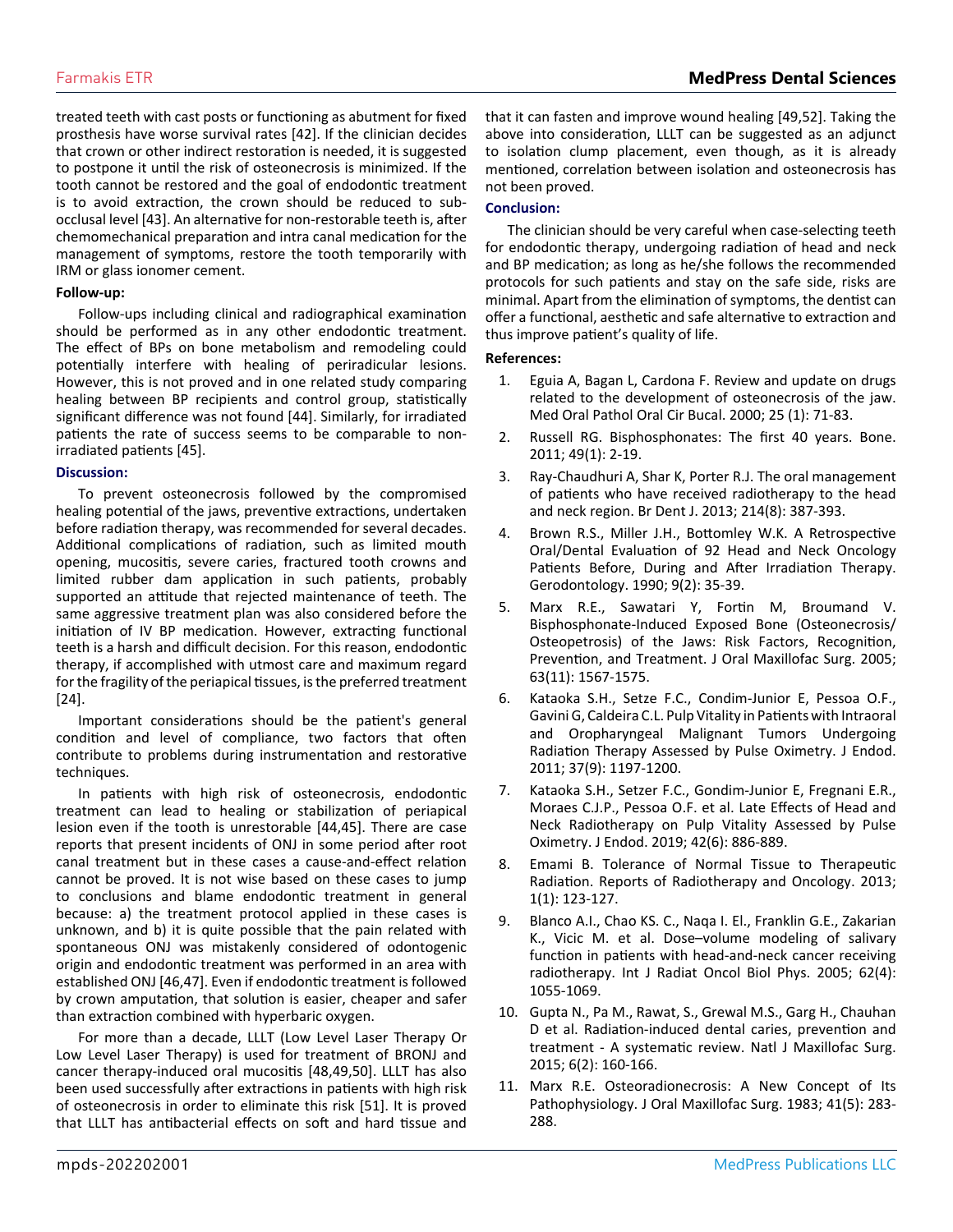treated teeth with cast posts or functioning as abutment for fixed prosthesis have worse survival rates [42]. If the clinician decides that crown or other indirect restoration is needed, it is suggested to postpone it until the risk of osteonecrosis is minimized. If the tooth cannot be restored and the goal of endodontic treatment is to avoid extraction, the crown should be reduced to sub-occlusal level [43]. An alternative for non-restorable teeth is, after chemomechanical preparation and intra canal medication for the management of symptoms, restore the tooth temporarily with IRM or glass ionomer cement.

**Follow-up:**

Follow-ups including clinical and radiographical examination should be performed as in any other endodontic treatment. The effect of BPs on bone metabolism and remodeling could potentially interfere with healing of periradicular lesions. However, this is not proved and in one related study comparing healing between BP recipients and control group, statistically significant difference was not found [44]. Similarly, for irradiated patients the rate of success seems to be comparable to non-irradiated patients [45].

## Discussion:

To prevent osteonecrosis followed by the compromised healing potential of the jaws, preventive extractions, undertaken before radiation therapy, was recommended for several decades. Additional complications of radiation, such as limited mouth opening, mucositis, severe caries, fractured tooth crowns and limited rubber dam application in such patients, probably supported an attitude that rejected maintenance of teeth. The same aggressive treatment plan was also considered before the initiation of IV BP medication. However, extracting functional teeth is a harsh and difficult decision. For this reason, endodontic therapy, if accomplished with utmost care and maximum regard for the fragility of the periapical tissues, is the preferred treatment [24].

Important considerations should be the patient's general condition and level of compliance, two factors that often contribute to problems during instrumentation and restorative techniques.

In patients with high risk of osteonecrosis, endodontic treatment can lead to healing or stabilization of periapical lesion even if the tooth is unrestorable [44,45]. There are case reports that present incidents of ONJ in some period after root canal treatment but in these cases a cause-and-effect relation cannot be proved. It is not wise based on these cases to jump to conclusions and blame endodontic treatment in general because: a) the treatment protocol applied in these cases is unknown, and b) it is quite possible that the pain related with spontaneous ONJ was mistakenly considered of odontogenic origin and endodontic treatment was performed in an area with established ONJ [46,47]. Even if endodontic treatment is followed by crown amputation, that solution is easier, cheaper and safer than extraction combined with hyperbaric oxygen.

For more than a decade, LLLT (Low Level Laser Therapy Or Low Level Laser Therapy) is used for treatment of BRONJ and cancer therapy-induced oral mucositis [48,49,50]. LLLT has also been used successfully after extractions in patients with high risk of osteonecrosis in order to eliminate this risk [51]. It is proved that LLLT has antibacterial effects on soft and hard tissue and that it can fasten and improve wound healing [49,52]. Taking the above into consideration, LLLT can be suggested as an adjunct to isolation clump placement, even though, as it is already mentioned, correlation between isolation and osteonecrosis has not been proved.

## Conclusion:

The clinician should be very careful when case-selecting teeth for endodontic therapy, undergoing radiation of head and neck and BP medication; as long as he/she follows the recommended protocols for such patients and stay on the safe side, risks are minimal. Apart from the elimination of symptoms, the dentist can offer a functional, aesthetic and safe alternative to extraction and thus improve patient's quality of life.

## References:

1. Eguia A, Bagan L, Cardona F. Review and update on drugs related to the development of osteonecrosis of the jaw. Med Oral Pathol Oral Cir Bucal. 2000; 25 (1): 71-83.
2. Russell RG. Bisphosphonates: The first 40 years. Bone. 2011; 49(1): 2-19.
3. Ray-Chaudhuri A, Shar K, Porter R.J. The oral management of patients who have received radiotherapy to the head and neck region. Br Dent J. 2013; 214(8): 387-393.
4. Brown R.S., Miller J.H., Bottomley W.K. A Retrospective Oral/Dental Evaluation of 92 Head and Neck Oncology Patients Before, During and After Irradiation Therapy. Gerodontology. 1990; 9(2): 35-39.
5. Marx R.E., Sawatari Y, Fortin M, Broumand V. Bisphosphonate-Induced Exposed Bone (Osteonecrosis/Osteopetrosis) of the Jaws: Risk Factors, Recognition, Prevention, and Treatment. J Oral Maxillofac Surg. 2005; 63(11): 1567-1575.
6. Kataoka S.H., Setzer F.C., Condim-Junior E, Pessoa O.F., Gavini G, Caldeira C.L. Pulp Vitality in Patients with Intraoral and Oropharyngeal Malignant Tumors Undergoing Radiation Therapy Assessed by Pulse Oximetry. J Endod. 2011; 37(9): 1197-1200.
7. Kataoka S.H., Setzer F.C., Gondim-Junior E, Fregnani E.R., Moraes C.J.P., Pessoa O.F. et al. Late Effects of Head and Neck Radiotherapy on Pulp Vitality Assessed by Pulse Oximetry. J Endod. 2019; 42(6): 886-889.
8. Emami B. Tolerance of Normal Tissue to Therapeutic Radiation. Reports of Radiotherapy and Oncology. 2013; 1(1): 123-127.
9. Blanco A.I., Chao KS. C., Naqa I. El., Franklin G.E., Zakarian K., Vicic M. et al. Dose–volume modeling of salivary function in patients with head-and-neck cancer receiving radiotherapy. Int J Radiat Oncol Biol Phys. 2005; 62(4): 1055-1069.
10. Gupta N., Pa M., Rawat, S., Grewal M.S., Garg H., Chauhan D et al. Radiation-induced dental caries, prevention and treatment - A systematic review. Natl J Maxillofac Surg. 2015; 6(2): 160-166.
11. Marx R.E. Osteoradionecrosis: A New Concept of Its Pathophysiology. J Oral Maxillofac Surg. 1983; 41(5): 283-288.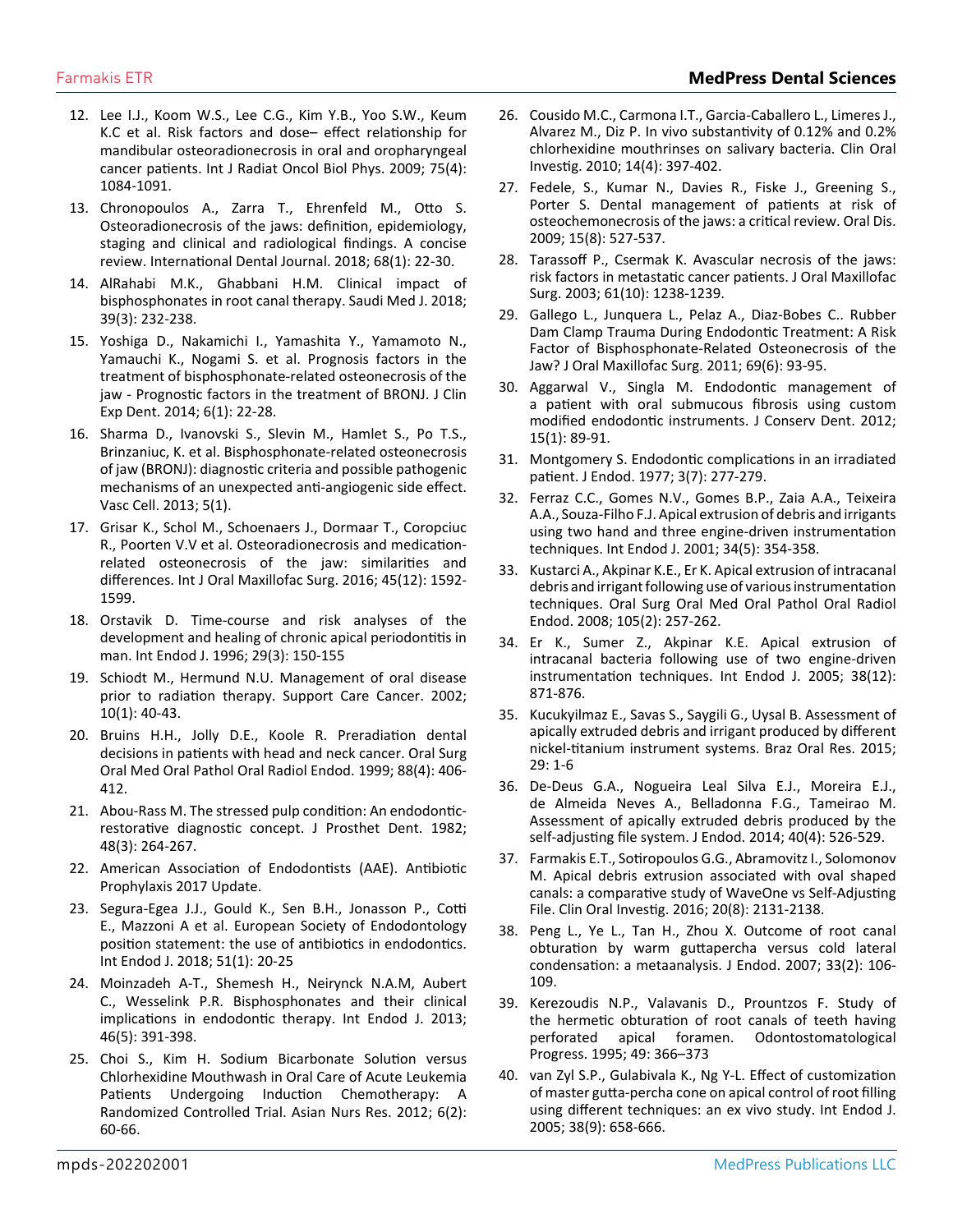12. Lee I.J., Koom W.S., Lee C.G., Kim Y.B., Yoo S.W., Keum K.C et al. Risk factors and dose– effect relationship for mandibular osteoradionecrosis in oral and oropharyngeal cancer patients. Int J Radiat Oncol Biol Phys. 2009; 75(4): 1084-1091.
13. Chronopoulos A., Zarra T., Ehrenfeld M., Otto S. Osteoradionecrosis of the jaws: definition, epidemiology, staging and clinical and radiological findings. A concise review. International Dental Journal. 2018; 68(1): 22-30.
14. AlRahabi M.K., Ghabbani H.M. Clinical impact of bisphosphonates in root canal therapy. Saudi Med J. 2018; 39(3): 232-238.
15. Yoshiga D., Nakamichi I., Yamashita Y., Yamamoto N., Yamauchi K., Nogami S. et al. Prognosis factors in the treatment of bisphosphonate-related osteonecrosis of the jaw - Prognostic factors in the treatment of BRONJ. J Clin Exp Dent. 2014; 6(1): 22-28.
16. Sharma D., Ivanovski S., Slevin M., Hamlet S., Po T.S., Brinzaniuc, K. et al. Bisphosphonate-related osteonecrosis of jaw (BRONJ): diagnostic criteria and possible pathogenic mechanisms of an unexpected anti-angiogenic side effect. Vasc Cell. 2013; 5(1).
17. Grisar K., Schol M., Schoenaers J., Dormaar T., Coropciuc R., Poorten V.V et al. Osteoradionecrosis and medication-related osteonecrosis of the jaw: similarities and differences. Int J Oral Maxillofac Surg. 2016; 45(12): 1592-1599.
18. Orstavik D. Time-course and risk analyses of the development and healing of chronic apical periodontitis in man. Int Endod J. 1996; 29(3): 150-155
19. Schiodt M., Hermund N.U. Management of oral disease prior to radiation therapy. Support Care Cancer. 2002; 10(1): 40-43.
20. Bruins H.H., Jolly D.E., Koole R. Preradiation dental decisions in patients with head and neck cancer. Oral Surg Oral Med Oral Pathol Oral Radiol Endod. 1999; 88(4): 406-412.
21. Abou-Rass M. The stressed pulp condition: An endodontic-restorative diagnostic concept. J Prosthet Dent. 1982; 48(3): 264-267.
22. American Association of Endodontists (AAE). Antibiotic Prophylaxis 2017 Update.
23. Segura-Egea J.J., Gould K., Sen B.H., Jonasson P., Cotti E., Mazzoni A et al. European Society of Endodontology position statement: the use of antibiotics in endodontics. Int Endod J. 2018; 51(1): 20-25
24. Moinzadeh A-T., Shemesh H., Neirynck N.A.M, Aubert C., Wesselink P.R. Bisphosphonates and their clinical implications in endodontic therapy. Int Endod J. 2013; 46(5): 391-398.
25. Choi S., Kim H. Sodium Bicarbonate Solution versus Chlorhexidine Mouthwash in Oral Care of Acute Leukemia Patients Undergoing Induction Chemotherapy: A Randomized Controlled Trial. Asian Nurs Res. 2012; 6(2): 60-66.
26. Cousido M.C., Carmona I.T., Garcia-Caballero L., Limeres J., Alvarez M., Diz P. In vivo substantivity of 0.12% and 0.2% chlorhexidine mouthrinses on salivary bacteria. Clin Oral Investig. 2010; 14(4): 397-402.
27. Fedele, S., Kumar N., Davies R., Fiske J., Greening S., Porter S. Dental management of patients at risk of osteochemonecrosis of the jaws: a critical review. Oral Dis. 2009; 15(8): 527-537.
28. Tarassoff P., Csermak K. Avascular necrosis of the jaws: risk factors in metastatic cancer patients. J Oral Maxillofac Surg. 2003; 61(10): 1238-1239.
29. Gallego L., Junquera L., Pelaz A., Diaz-Bobes C.. Rubber Dam Clamp Trauma During Endodontic Treatment: A Risk Factor of Bisphosphonate-Related Osteonecrosis of the Jaw? J Oral Maxillofac Surg. 2011; 69(6): 93-95.
30. Aggarwal V., Singla M. Endodontic management of a patient with oral submucous fibrosis using custom modified endodontic instruments. J Conserv Dent. 2012; 15(1): 89-91.
31. Montgomery S. Endodontic complications in an irradiated patient. J Endod. 1977; 3(7): 277-279.
32. Ferraz C.C., Gomes N.V., Gomes B.P., Zaia A.A., Teixeira A.A., Souza-Filho F.J. Apical extrusion of debris and irrigants using two hand and three engine-driven instrumentation techniques. Int Endod J. 2001; 34(5): 354-358.
33. Kustarci A., Akpinar K.E., Er K. Apical extrusion of intracanal debris and irrigant following use of various instrumentation techniques. Oral Surg Oral Med Oral Pathol Oral Radiol Endod. 2008; 105(2): 257-262.
34. Er K., Sumer Z., Akpinar K.E. Apical extrusion of intracanal bacteria following use of two engine-driven instrumentation techniques. Int Endod J. 2005; 38(12): 871-876.
35. Kucukyilmaz E., Savas S., Saygili G., Uysal B. Assessment of apically extruded debris and irrigant produced by different nickel-titanium instrument systems. Braz Oral Res. 2015; 29: 1-6
36. De-Deus G.A., Nogueira Leal Silva E.J., Moreira E.J., de Almeida Neves A., Belladonna F.G., Tameirao M. Assessment of apically extruded debris produced by the self-adjusting file system. J Endod. 2014; 40(4): 526-529.
37. Farmakis E.T., Sotiropoulos G.G., Abramovitz I., Solomonov M. Apical debris extrusion associated with oval shaped canals: a comparative study of WaveOne vs Self-Adjusting File. Clin Oral Investig. 2016; 20(8): 2131-2138.
38. Peng L., Ye L., Tan H., Zhou X. Outcome of root canal obturation by warm guttapercha versus cold lateral condensation: a metaanalysis. J Endod. 2007; 33(2): 106-109.
39. Kerezoudis N.P., Valavanis D., Prountzos F. Study of the hermetic obturation of root canals of teeth having perforated apical foramen. Odontostomatological Progress. 1995; 49: 366–373
40. van Zyl S.P., Gulabivala K., Ng Y-L. Effect of customization of master gutta-percha cone on apical control of root filling using different techniques: an ex vivo study. Int Endod J. 2005; 38(9): 658-666.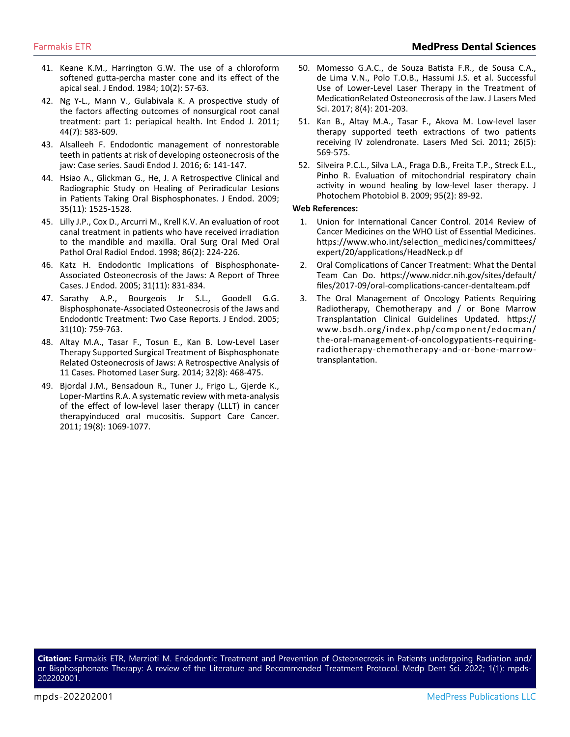41. Keane K.M., Harrington G.W. The use of a chloroform softened gutta-percha master cone and its effect of the apical seal. J Endod. 1984; 10(2): 57-63.
42. Ng Y-L., Mann V., Gulabivala K. A prospective study of the factors affecting outcomes of nonsurgical root canal treatment: part 1: periapical health. Int Endod J. 2011; 44(7): 583-609.
43. Alsalleeh F. Endodontic management of nonrestorable teeth in patients at risk of developing osteonecrosis of the jaw: Case series. Saudi Endod J. 2016; 6: 141-147.
44. Hsiao A., Glickman G., He, J. A Retrospective Clinical and Radiographic Study on Healing of Periradicular Lesions in Patients Taking Oral Bisphosphonates. J Endod. 2009; 35(11): 1525-1528.
45. Lilly J.P., Cox D., Arcurri M., Krell K.V. An evaluation of root canal treatment in patients who have received irradiation to the mandible and maxilla. Oral Surg Oral Med Oral Pathol Oral Radiol Endod. 1998; 86(2): 224-226.
46. Katz H. Endodontic Implications of Bisphosphonate-Associated Osteonecrosis of the Jaws: A Report of Three Cases. J Endod. 2005; 31(11): 831-834.
47. Sarathy A.P., Bourgeois Jr S.L., Goodell G.G. Bisphosphonate-Associated Osteonecrosis of the Jaws and Endodontic Treatment: Two Case Reports. J Endod. 2005; 31(10): 759-763.
48. Altay M.A., Tasar F., Tosun E., Kan B. Low-Level Laser Therapy Supported Surgical Treatment of Bisphosphonate Related Osteonecrosis of Jaws: A Retrospective Analysis of 11 Cases. Photomed Laser Surg. 2014; 32(8): 468-475.
49. Bjordal J.M., Bensadoun R., Tuner J., Frigo L., Gjerde K., Loper-Martins R.A. A systematic review with meta-analysis of the effect of low-level laser therapy (LLLT) in cancer therapyinduced oral mucositis. Support Care Cancer. 2011; 19(8): 1069-1077.
50. Momesso G.A.C., de Souza Batista F.R., de Sousa C.A., de Lima V.N., Polo T.O.B., Hassumi J.S. et al. Successful Use of Lower-Level Laser Therapy in the Treatment of MedicationRelated Osteonecrosis of the Jaw. J Lasers Med Sci. 2017; 8(4): 201-203.
51. Kan B., Altay M.A., Tasar F., Akova M. Low-level laser therapy supported teeth extractions of two patients receiving IV zolendronate. Lasers Med Sci. 2011; 26(5): 569-575.
52. Silveira P.C.L., Silva L.A., Fraga D.B., Freita T.P., Streck E.L., Pinho R. Evaluation of mitochondrial respiratory chain activity in wound healing by low-level laser therapy. J Photochem Photobiol B. 2009; 95(2): 89-92.

**Web References:**

1. Union for International Cancer Control. 2014 Review of Cancer Medicines on the WHO List of Essential Medicines. https://www.who.int/selection_medicines/committees/expert/20/applications/HeadNeck.p df
2. Oral Complications of Cancer Treatment: What the Dental Team Can Do. https://www.nidcr.nih.gov/sites/default/files/2017-09/oral-complications-cancer-dentalteam.pdf
3. The Oral Management of Oncology Patients Requiring Radiotherapy, Chemotherapy and / or Bone Marrow Transplantation Clinical Guidelines Updated. https://www.bsdh.org/index.php/component/edocman/the-oral-management-of-oncologypatients-requiring-radiotherapy-chemotherapy-and-or-bone-marrow-transplantation.

**Citation:** Farmakis ETR, Merzioti M. Endodontic Treatment and Prevention of Osteonecrosis in Patients undergoing Radiation and/or Bisphosphonate Therapy: A review of the Literature and Recommended Treatment Protocol. Medp Dent Sci. 2022; 1(1): mpds-202202001.